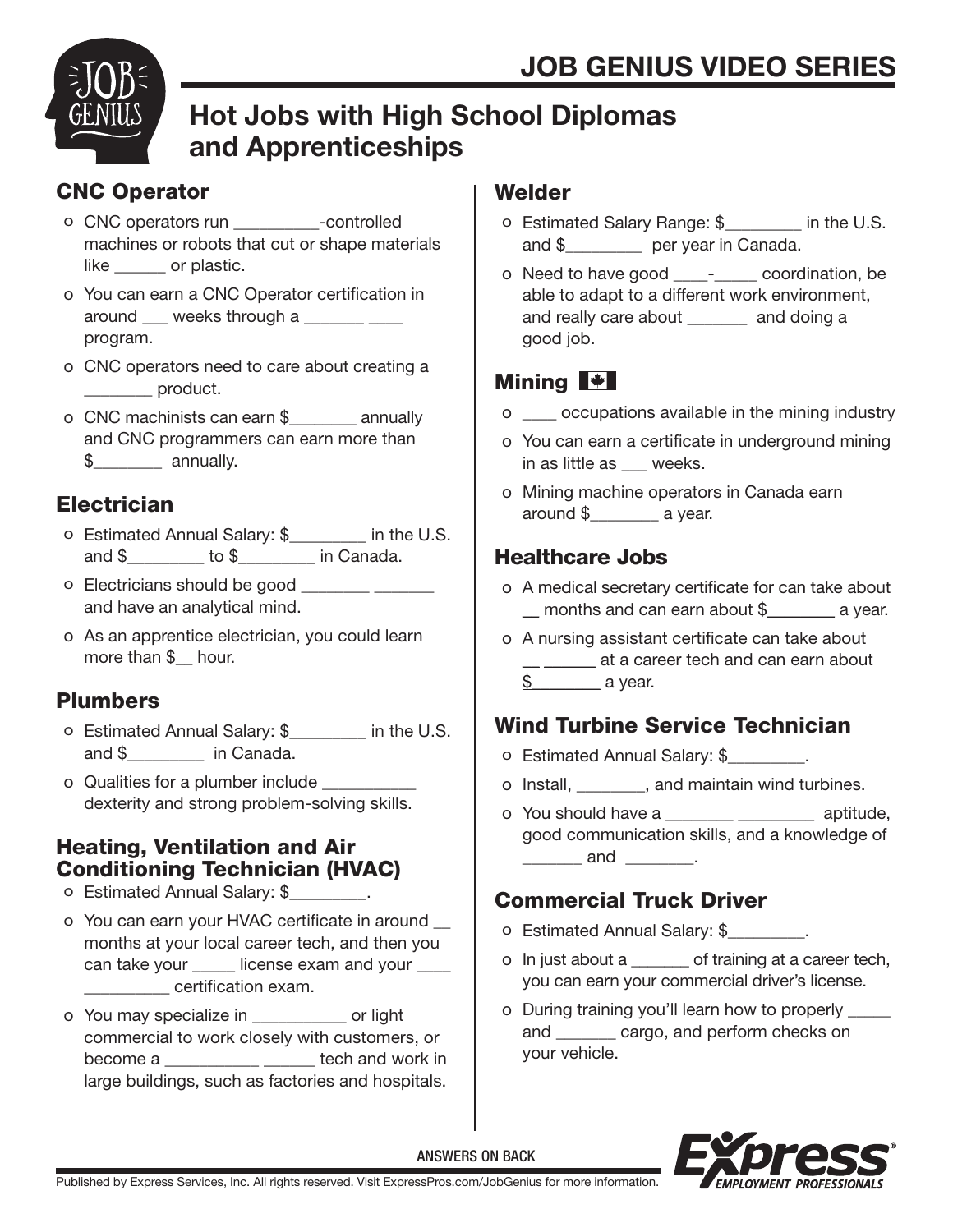# JOB GENIUS VIDEO SERIES

## Hot Jobs with High School Diplomas and Apprenticeships

### CNC Operator

- CNC operators run __________-controlled machines or robots that cut or shape materials like ______ or plastic.
- You can earn a CNC Operator certification in around ___ weeks through a _______ ____ program.
- CNC operators need to care about creating a ________ product.
- CNC machinists can earn $________ annually and CNC programmers can earn more than $________ annually.

### Electrician

- Estimated Annual Salary: $_________ in the U.S. and $_________ to $_________ in Canada.
- Electricians should be good ________ _______ and have an analytical mind.
- As an apprentice electrician, you could learn more than $__ hour.

### Plumbers

- Estimated Annual Salary: $_________ in the U.S. and $_________ in Canada.
- Qualities for a plumber include ___________ dexterity and strong problem-solving skills.

### Heating, Ventilation and Air Conditioning Technician (HVAC)

- Estimated Annual Salary: $_________.
- You can earn your HVAC certificate in around __ months at your local career tech, and then you can take your _____ license exam and your ____ __________ certification exam.
- You may specialize in ___________ or light commercial to work closely with customers, or become a ___________ ______ tech and work in large buildings, such as factories and hospitals.

### Welder

- Estimated Salary Range: $_________ in the U.S. and $_________ per year in Canada.
- Need to have good ____-_____ coordination, be able to adapt to a different work environment, and really care about _______ and doing a good job.

### Mining

- ____ occupations available in the mining industry
- You can earn a certificate in underground mining in as little as ___ weeks.
- Mining machine operators in Canada earn around $________ a year.

### Healthcare Jobs

- A medical secretary certificate for can take about __ months and can earn about $________ a year.
- A nursing assistant certificate can take about __ ______ at a career tech and can earn about $________ a year.

### Wind Turbine Service Technician

- Estimated Annual Salary: $_________.
- Install, ________, and maintain wind turbines.
- You should have a ________ _________ aptitude, good communication skills, and a knowledge of _______ and ________.

### Commercial Truck Driver

- Estimated Annual Salary: $_________.
- In just about a _______ of training at a career tech, you can earn your commercial driver's license.
- During training you'll learn how to properly _____ and _______ cargo, and perform checks on your vehicle.

ANSWERS ON BACK

Published by Express Services, Inc. All rights reserved. Visit ExpressPros.com/JobGenius for more information.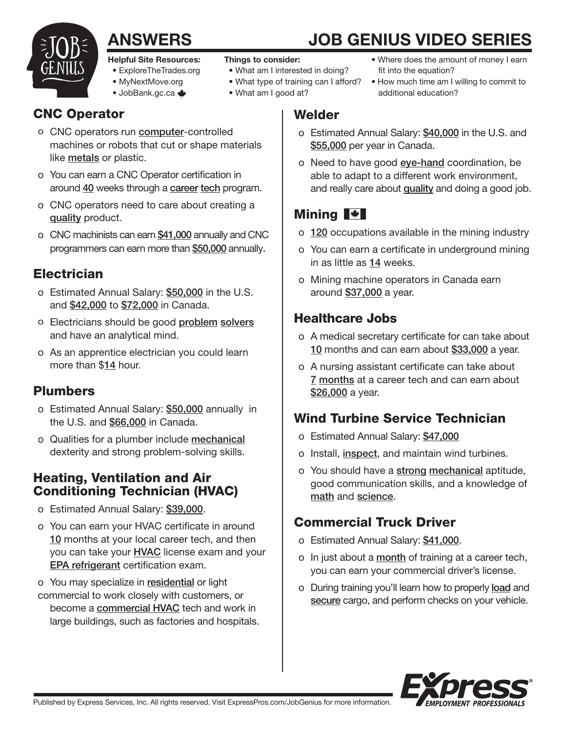# ANSWERS

## JOB GENIUS VIDEO SERIES

**Helpful Site Resources:**
- ExploreTheTrades.org
- MyNextMove.org
- JobBank.gc.ca

**Things to consider:**
- What am I interested in doing?
- What type of training can I afford?
- What am I good at?
- Where does the amount of money I earn fit into the equation?
- How much time am I willing to commit to additional education?

## CNC Operator

- CNC operators run computer-controlled machines or robots that cut or shape materials like metals or plastic.
- You can earn a CNC Operator certification in around 40 weeks through a career tech program.
- CNC operators need to care about creating a quality product.
- CNC machinists can earn $41,000 annually and CNC programmers can earn more than $50,000 annually.

## Electrician

- Estimated Annual Salary: $50,000 in the U.S. and $42,000 to $72,000 in Canada.
- Electricians should be good problem solvers and have an analytical mind.
- As an apprentice electrician you could learn more than $14 hour.

## Plumbers

- Estimated Annual Salary: $50,000 annually in the U.S. and $66,000 in Canada.
- Qualities for a plumber include mechanical dexterity and strong problem-solving skills.

## Heating, Ventilation and Air Conditioning Technician (HVAC)

- Estimated Annual Salary: $39,000.
- You can earn your HVAC certificate in around 10 months at your local career tech, and then you can take your HVAC license exam and your EPA refrigerant certification exam.
- You may specialize in residential or light commercial to work closely with customers, or become a commercial HVAC tech and work in large buildings, such as factories and hospitals.

## Welder

- Estimated Annual Salary: $40,000 in the U.S. and $55,000 per year in Canada.
- Need to have good eye-hand coordination, be able to adapt to a different work environment, and really care about quality and doing a good job.

## Mining

- 120 occupations available in the mining industry
- You can earn a certificate in underground mining in as little as 14 weeks.
- Mining machine operators in Canada earn around $37,000 a year.

## Healthcare Jobs

- A medical secretary certificate for can take about 10 months and can earn about $33,000 a year.
- A nursing assistant certificate can take about 7 months at a career tech and can earn about $26,000 a year.

## Wind Turbine Service Technician

- Estimated Annual Salary: $47,000
- Install, inspect, and maintain wind turbines.
- You should have a strong mechanical aptitude, good communication skills, and a knowledge of math and science.

## Commercial Truck Driver

- Estimated Annual Salary: $41,000.
- In just about a month of training at a career tech, you can earn your commercial driver's license.
- During training you'll learn how to properly load and secure cargo, and perform checks on your vehicle.

Published by Express Services, Inc. All rights reserved. Visit ExpressPros.com/JobGenius for more information.